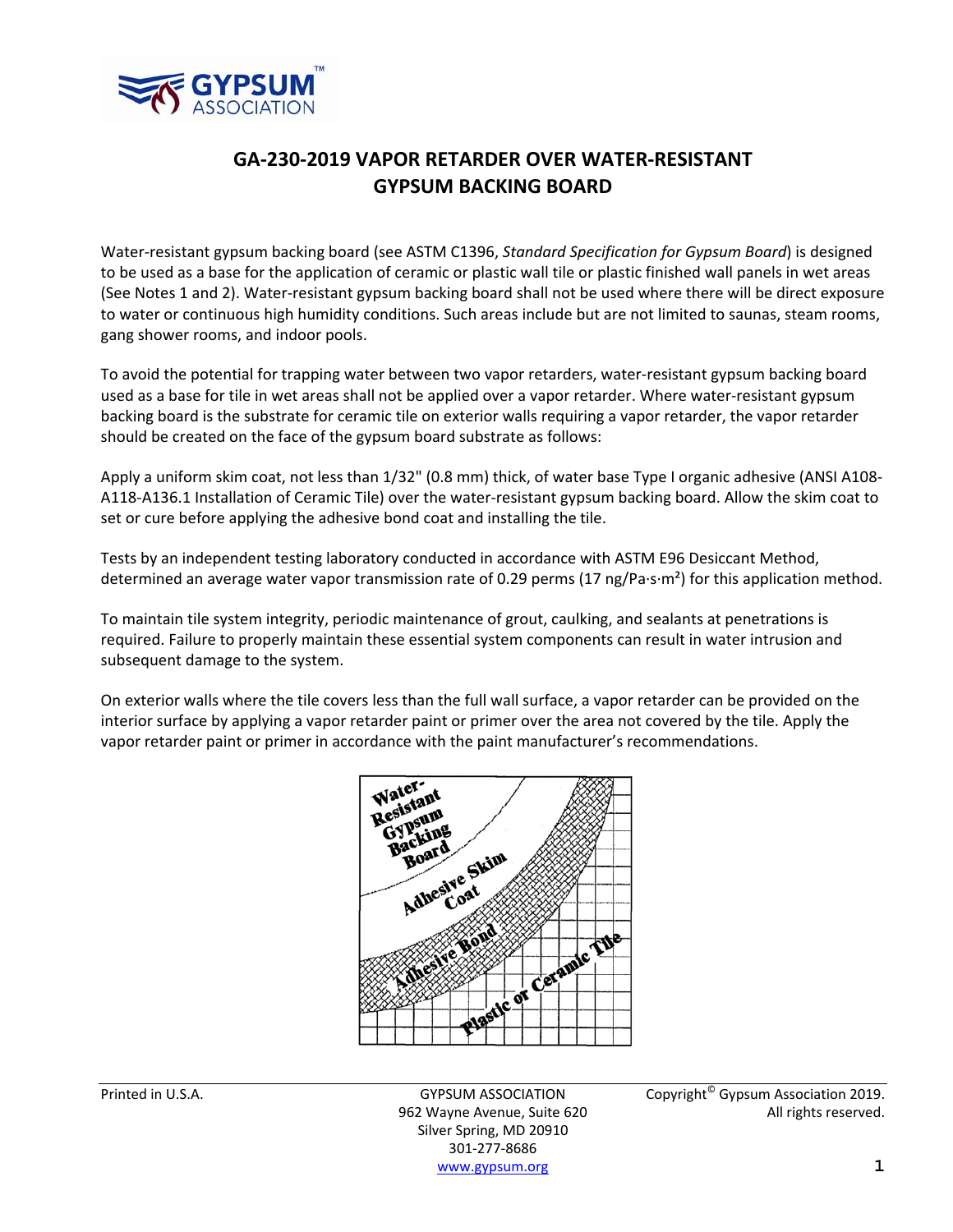# GA-230-2019 VAPOR RETARDER OVER WATER-RESISTANT GYPSUM BACKING BOARD

Water-resistant gypsum backing board (see ASTM C1396, *Standard Specification for Gypsum Board*) is designed to be used as a base for the application of ceramic or plastic wall tile or plastic finished wall panels in wet areas (See Notes 1 and 2). Water-resistant gypsum backing board shall not be used where there will be direct exposure to water or continuous high humidity conditions. Such areas include but are not limited to saunas, steam rooms, gang shower rooms, and indoor pools.

To avoid the potential for trapping water between two vapor retarders, water-resistant gypsum backing board used as a base for tile in wet areas shall not be applied over a vapor retarder. Where water-resistant gypsum backing board is the substrate for ceramic tile on exterior walls requiring a vapor retarder, the vapor retarder should be created on the face of the gypsum board substrate as follows:

Apply a uniform skim coat, not less than 1/32" (0.8 mm) thick, of water base Type I organic adhesive (ANSI A108-A118-A136.1 Installation of Ceramic Tile) over the water-resistant gypsum backing board. Allow the skim coat to set or cure before applying the adhesive bond coat and installing the tile.

Tests by an independent testing laboratory conducted in accordance with ASTM E96 Desiccant Method, determined an average water vapor transmission rate of 0.29 perms (17 ng/Pa·s·m²) for this application method.

To maintain tile system integrity, periodic maintenance of grout, caulking, and sealants at penetrations is required. Failure to properly maintain these essential system components can result in water intrusion and subsequent damage to the system.

On exterior walls where the tile covers less than the full wall surface, a vapor retarder can be provided on the interior surface by applying a vapor retarder paint or primer over the area not covered by the tile. Apply the vapor retarder paint or primer in accordance with the paint manufacturer's recommendations.

Water-Resistant Gypsum Backing Board

Adhesive Skim Coat

Adhesive Bond

Plastic or Ceramic Tile

Printed in U.S.A.

GYPSUM ASSOCIATION
962 Wayne Avenue, Suite 620
Silver Spring, MD 20910
301-277-8686
www.gypsum.org

Copyright© Gypsum Association 2019. All rights reserved.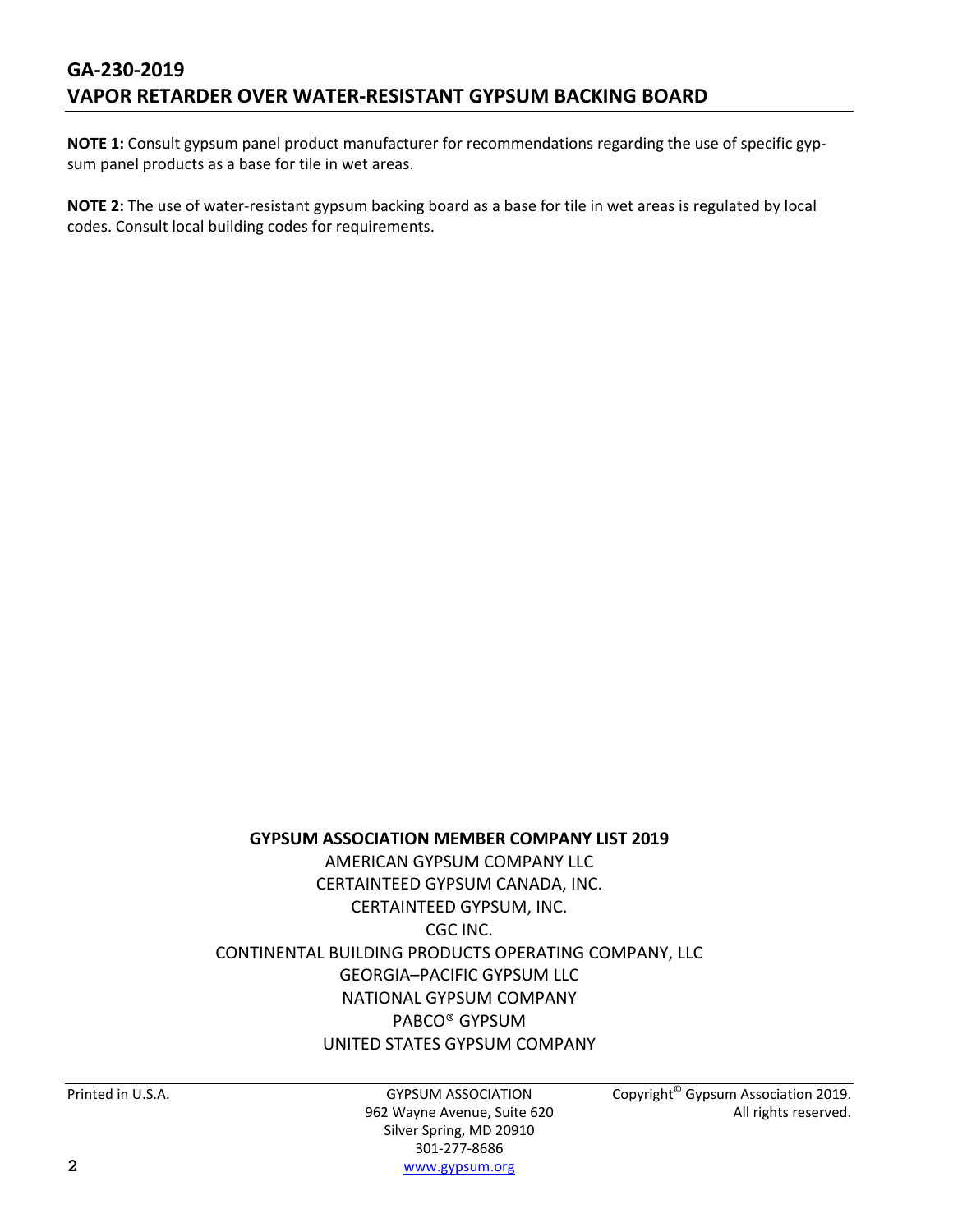**NOTE 1:** Consult gypsum panel product manufacturer for recommendations regarding the use of specific gypsum panel products as a base for tile in wet areas.

**NOTE 2:** The use of water-resistant gypsum backing board as a base for tile in wet areas is regulated by local codes. Consult local building codes for requirements.

**GYPSUM ASSOCIATION MEMBER COMPANY LIST 2019**

AMERICAN GYPSUM COMPANY LLC
CERTAINTEED GYPSUM CANADA, INC.
CERTAINTEED GYPSUM, INC.
CGC INC.
CONTINENTAL BUILDING PRODUCTS OPERATING COMPANY, LLC
GEORGIA–PACIFIC GYPSUM LLC
NATIONAL GYPSUM COMPANY
PABCO® GYPSUM
UNITED STATES GYPSUM COMPANY

Printed in U.S.A.

GYPSUM ASSOCIATION
962 Wayne Avenue, Suite 620
Silver Spring, MD 20910
301-277-8686
www.gypsum.org

Copyright© Gypsum Association 2019.
All rights reserved.